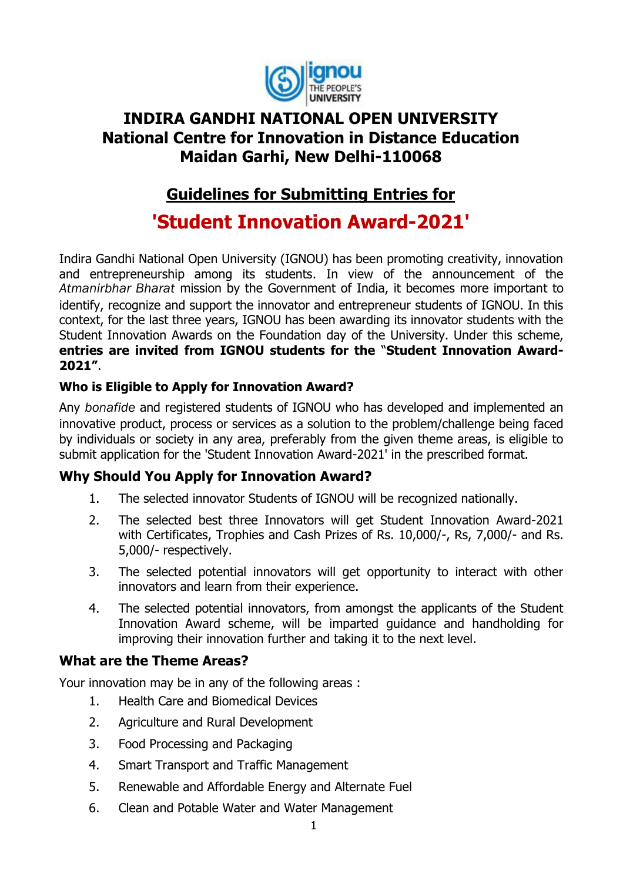# INDIRA GANDHI NATIONAL OPEN UNIVERSITY
# National Centre for Innovation in Distance Education
# Maidan Garhi, New Delhi-110068

## Guidelines for Submitting Entries for

## 'Student Innovation Award-2021'

Indira Gandhi National Open University (IGNOU) has been promoting creativity, innovation and entrepreneurship among its students. In view of the announcement of the *Atmanirbhar Bharat* mission by the Government of India, it becomes more important to identify, recognize and support the innovator and entrepreneur students of IGNOU. In this context, for the last three years, IGNOU has been awarding its innovator students with the Student Innovation Awards on the Foundation day of the University. Under this scheme, **entries are invited from IGNOU students for the "Student Innovation Award-2021"**.

### Who is Eligible to Apply for Innovation Award?

Any *bonafide* and registered students of IGNOU who has developed and implemented an innovative product, process or services as a solution to the problem/challenge being faced by individuals or society in any area, preferably from the given theme areas, is eligible to submit application for the 'Student Innovation Award-2021' in the prescribed format.

### Why Should You Apply for Innovation Award?

1. The selected innovator Students of IGNOU will be recognized nationally.
2. The selected best three Innovators will get Student Innovation Award-2021 with Certificates, Trophies and Cash Prizes of Rs. 10,000/-, Rs, 7,000/- and Rs. 5,000/- respectively.
3. The selected potential innovators will get opportunity to interact with other innovators and learn from their experience.
4. The selected potential innovators, from amongst the applicants of the Student Innovation Award scheme, will be imparted guidance and handholding for improving their innovation further and taking it to the next level.

### What are the Theme Areas?

Your innovation may be in any of the following areas :

1. Health Care and Biomedical Devices
2. Agriculture and Rural Development
3. Food Processing and Packaging
4. Smart Transport and Traffic Management
5. Renewable and Affordable Energy and Alternate Fuel
6. Clean and Potable Water and Water Management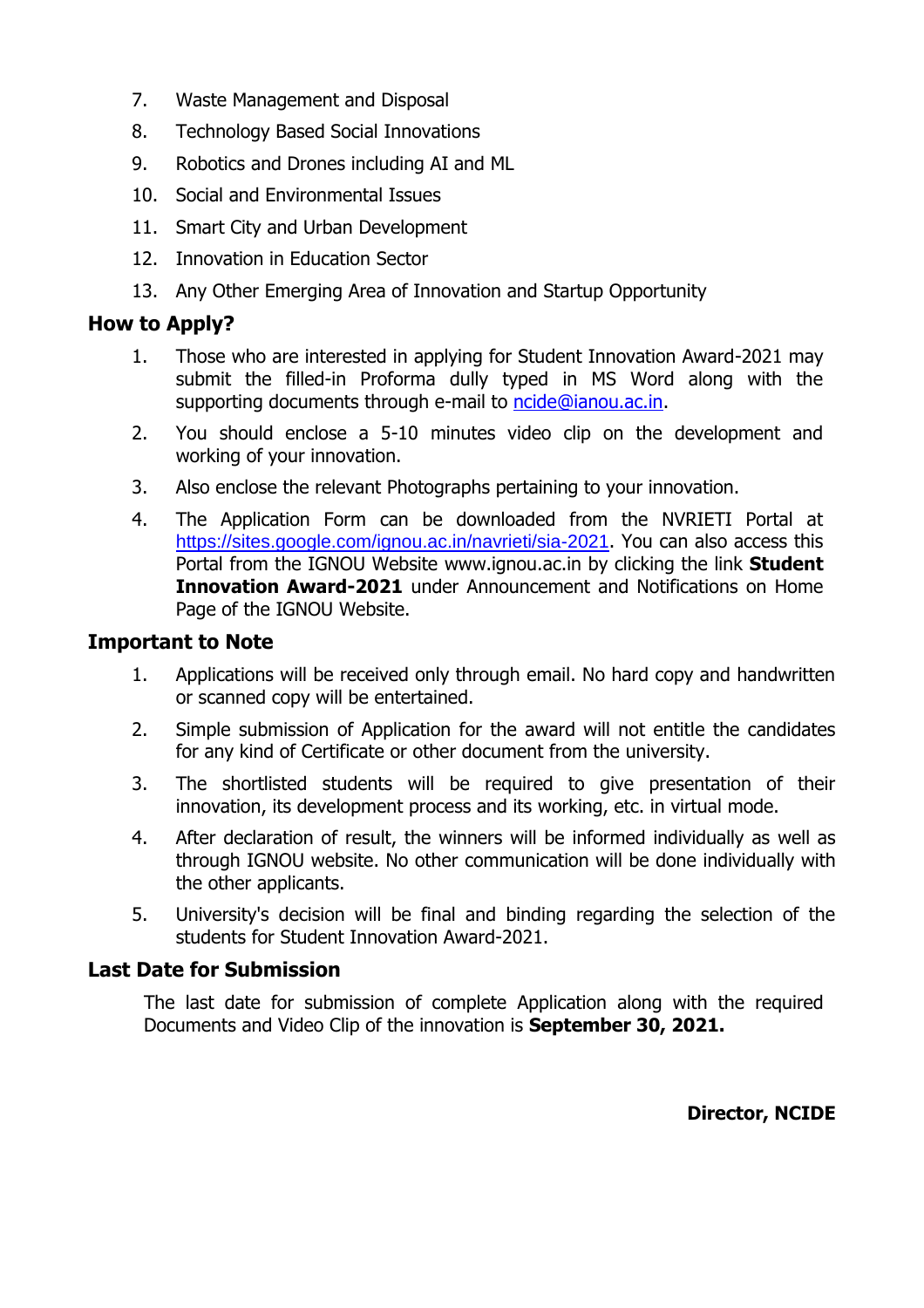7. Waste Management and Disposal
8. Technology Based Social Innovations
9. Robotics and Drones including AI and ML
10. Social and Environmental Issues
11. Smart City and Urban Development
12. Innovation in Education Sector
13. Any Other Emerging Area of Innovation and Startup Opportunity

## How to Apply?

1. Those who are interested in applying for Student Innovation Award-2021 may submit the filled-in Proforma dully typed in MS Word along with the supporting documents through e-mail to ncide@ianou.ac.in.
2. You should enclose a 5-10 minutes video clip on the development and working of your innovation.
3. Also enclose the relevant Photographs pertaining to your innovation.
4. The Application Form can be downloaded from the NVRIETI Portal at https://sites.google.com/ignou.ac.in/navrieti/sia-2021. You can also access this Portal from the IGNOU Website www.ignou.ac.in by clicking the link **Student Innovation Award-2021** under Announcement and Notifications on Home Page of the IGNOU Website.

## Important to Note

1. Applications will be received only through email. No hard copy and handwritten or scanned copy will be entertained.
2. Simple submission of Application for the award will not entitle the candidates for any kind of Certificate or other document from the university.
3. The shortlisted students will be required to give presentation of their innovation, its development process and its working, etc. in virtual mode.
4. After declaration of result, the winners will be informed individually as well as through IGNOU website. No other communication will be done individually with the other applicants.
5. University's decision will be final and binding regarding the selection of the students for Student Innovation Award-2021.

## Last Date for Submission

The last date for submission of complete Application along with the required Documents and Video Clip of the innovation is **September 30, 2021.**

**Director, NCIDE**